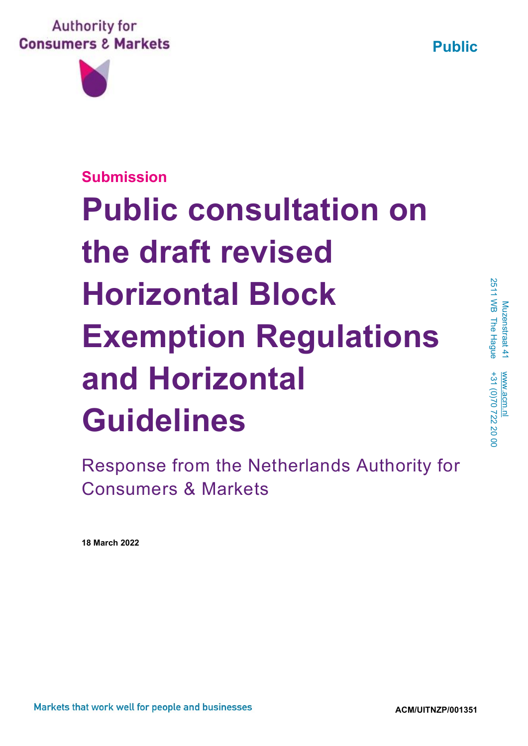Authority for Consumers & Markets

**Public**

Submission

# Public consultation on the draft revised Horizontal Block Exemption Regulations and Horizontal Guidelines

Response from the Netherlands Authority for Consumers & Markets

**18 March 2022**

Muzenstraat 41
2511 WB The Hague
www.acm.nl
+31 (0)70 722 20 00

Markets that work well for people and businesses

**ACM/UITNZP/001351**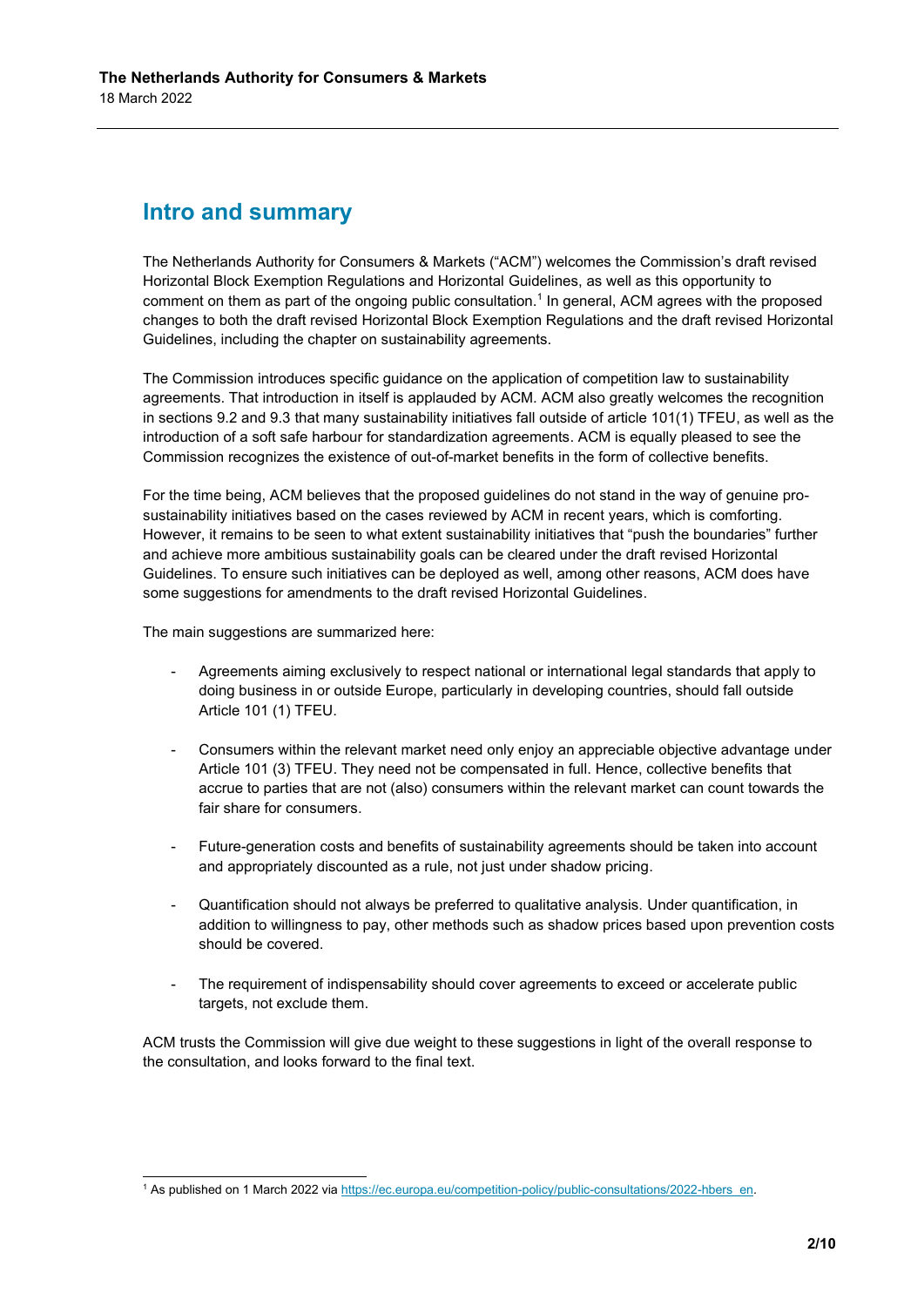## Intro and summary

The Netherlands Authority for Consumers & Markets ("ACM") welcomes the Commission's draft revised Horizontal Block Exemption Regulations and Horizontal Guidelines, as well as this opportunity to comment on them as part of the ongoing public consultation.[1] In general, ACM agrees with the proposed changes to both the draft revised Horizontal Block Exemption Regulations and the draft revised Horizontal Guidelines, including the chapter on sustainability agreements.

The Commission introduces specific guidance on the application of competition law to sustainability agreements. That introduction in itself is applauded by ACM. ACM also greatly welcomes the recognition in sections 9.2 and 9.3 that many sustainability initiatives fall outside of article 101(1) TFEU, as well as the introduction of a soft safe harbour for standardization agreements. ACM is equally pleased to see the Commission recognizes the existence of out-of-market benefits in the form of collective benefits.

For the time being, ACM believes that the proposed guidelines do not stand in the way of genuine pro-sustainability initiatives based on the cases reviewed by ACM in recent years, which is comforting. However, it remains to be seen to what extent sustainability initiatives that "push the boundaries" further and achieve more ambitious sustainability goals can be cleared under the draft revised Horizontal Guidelines. To ensure such initiatives can be deployed as well, among other reasons, ACM does have some suggestions for amendments to the draft revised Horizontal Guidelines.

The main suggestions are summarized here:

- Agreements aiming exclusively to respect national or international legal standards that apply to doing business in or outside Europe, particularly in developing countries, should fall outside Article 101 (1) TFEU.
- Consumers within the relevant market need only enjoy an appreciable objective advantage under Article 101 (3) TFEU. They need not be compensated in full. Hence, collective benefits that accrue to parties that are not (also) consumers within the relevant market can count towards the fair share for consumers.
- Future-generation costs and benefits of sustainability agreements should be taken into account and appropriately discounted as a rule, not just under shadow pricing.
- Quantification should not always be preferred to qualitative analysis. Under quantification, in addition to willingness to pay, other methods such as shadow prices based upon prevention costs should be covered.
- The requirement of indispensability should cover agreements to exceed or accelerate public targets, not exclude them.

ACM trusts the Commission will give due weight to these suggestions in light of the overall response to the consultation, and looks forward to the final text.

[1] As published on 1 March 2022 via https://ec.europa.eu/competition-policy/public-consultations/2022-hbers_en.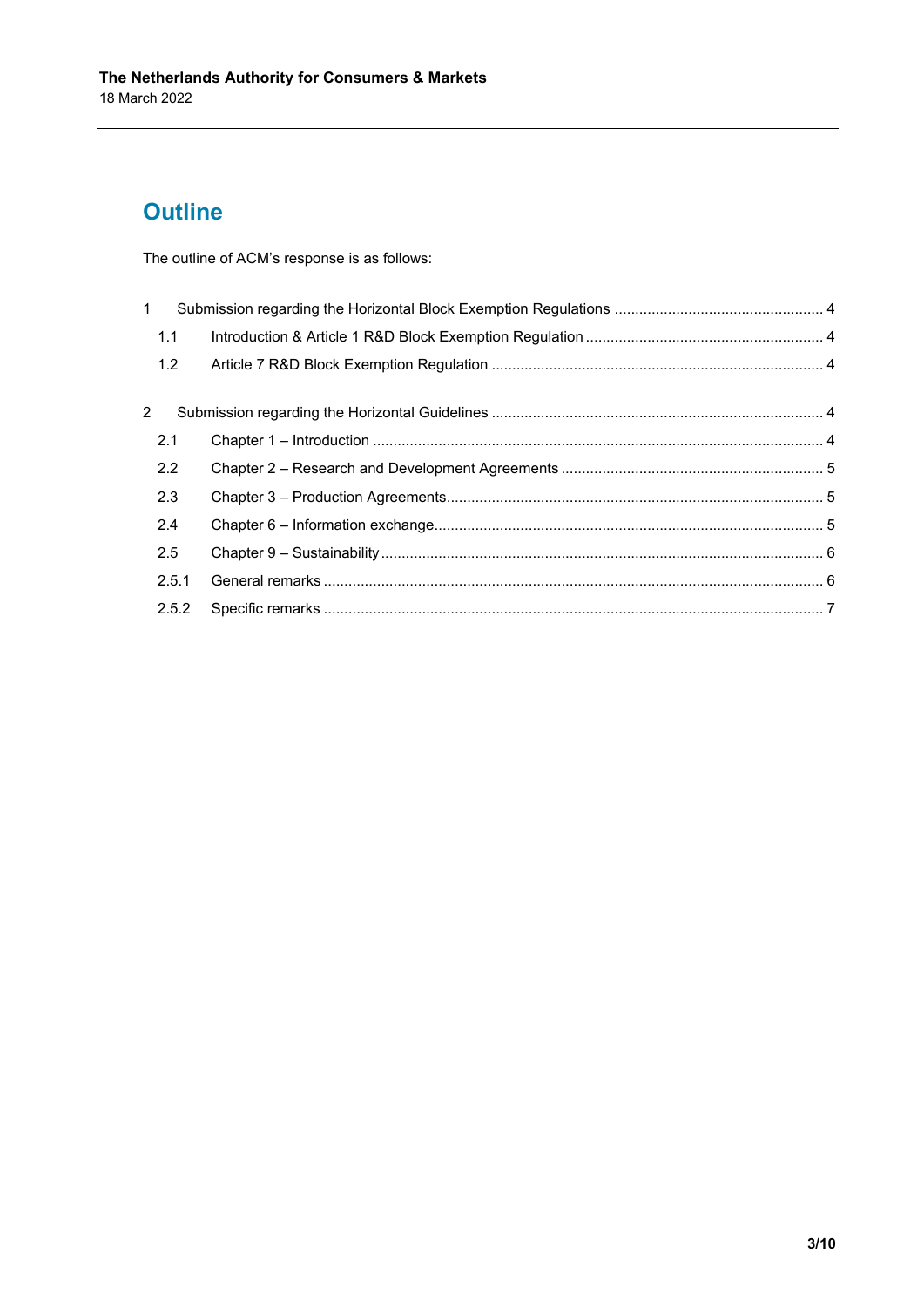## Outline

The outline of ACM's response is as follows:

| | | |
|---|---|---|
| 1 | Submission regarding the Horizontal Block Exemption Regulations | 4 |
| 1.1 | Introduction & Article 1 R&D Block Exemption Regulation | 4 |
| 1.2 | Article 7 R&D Block Exemption Regulation | 4 |
| 2 | Submission regarding the Horizontal Guidelines | 4 |
| 2.1 | Chapter 1 – Introduction | 4 |
| 2.2 | Chapter 2 – Research and Development Agreements | 5 |
| 2.3 | Chapter 3 – Production Agreements | 5 |
| 2.4 | Chapter 6 – Information exchange | 5 |
| 2.5 | Chapter 9 – Sustainability | 6 |
| 2.5.1 | General remarks | 6 |
| 2.5.2 | Specific remarks | 7 |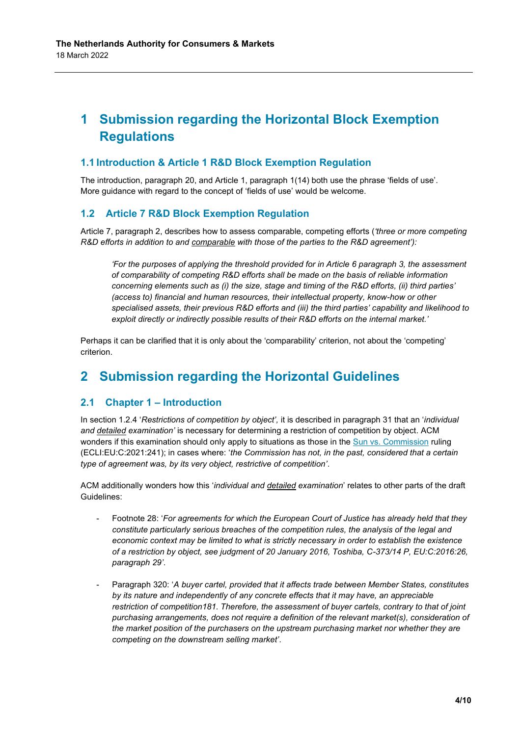# 1 Submission regarding the Horizontal Block Exemption Regulations

## 1.1 Introduction & Article 1 R&D Block Exemption Regulation

The introduction, paragraph 20, and Article 1, paragraph 1(14) both use the phrase 'fields of use'. More guidance with regard to the concept of 'fields of use' would be welcome.

## 1.2 Article 7 R&D Block Exemption Regulation

Article 7, paragraph 2, describes how to assess comparable, competing efforts (*'three or more competing R&D efforts in addition to and comparable with those of the parties to the R&D agreement'):*

> *'For the purposes of applying the threshold provided for in Article 6 paragraph 3, the assessment of comparability of competing R&D efforts shall be made on the basis of reliable information concerning elements such as (i) the size, stage and timing of the R&D efforts, (ii) third parties' (access to) financial and human resources, their intellectual property, know-how or other specialised assets, their previous R&D efforts and (iii) the third parties' capability and likelihood to exploit directly or indirectly possible results of their R&D efforts on the internal market.'*

Perhaps it can be clarified that it is only about the 'comparability' criterion, not about the 'competing' criterion.

# 2 Submission regarding the Horizontal Guidelines

## 2.1 Chapter 1 – Introduction

In section 1.2.4 '*Restrictions of competition by object'*, it is described in paragraph 31 that an '*individual and detailed examination'* is necessary for determining a restriction of competition by object. ACM wonders if this examination should only apply to situations as those in the Sun vs. Commission ruling (ECLI:EU:C:2021:241); in cases where: '*the Commission has not, in the past, considered that a certain type of agreement was, by its very object, restrictive of competition'*.

ACM additionally wonders how this '*individual and detailed examination*' relates to other parts of the draft Guidelines:

- Footnote 28: '*For agreements for which the European Court of Justice has already held that they constitute particularly serious breaches of the competition rules, the analysis of the legal and economic context may be limited to what is strictly necessary in order to establish the existence of a restriction by object, see judgment of 20 January 2016, Toshiba, C-373/14 P, EU:C:2016:26, paragraph 29'*.

- Paragraph 320: '*A buyer cartel, provided that it affects trade between Member States, constitutes by its nature and independently of any concrete effects that it may have, an appreciable restriction of competition181. Therefore, the assessment of buyer cartels, contrary to that of joint purchasing arrangements, does not require a definition of the relevant market(s), consideration of the market position of the purchasers on the upstream purchasing market nor whether they are competing on the downstream selling market'*.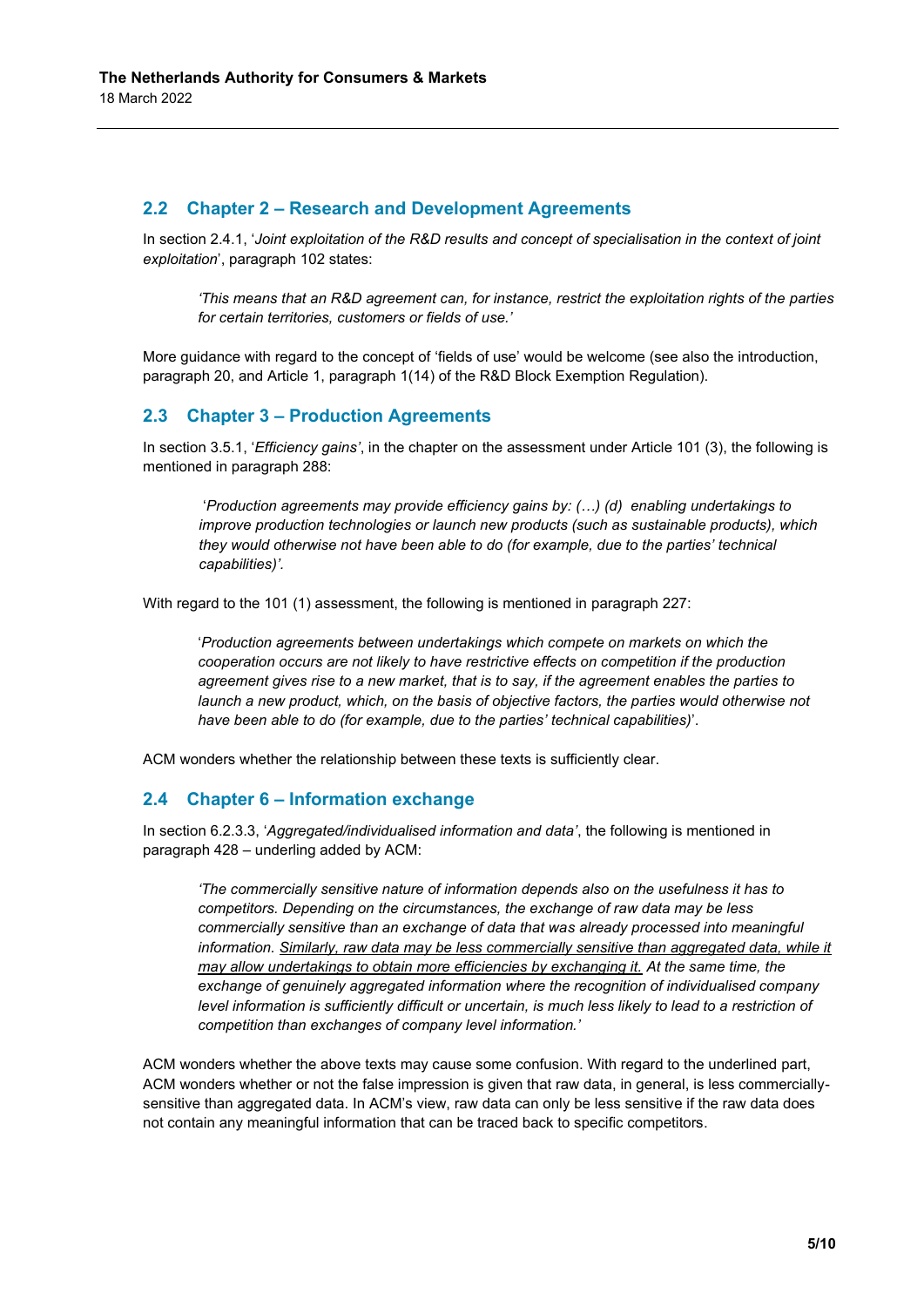## 2.2 Chapter 2 – Research and Development Agreements

In section 2.4.1, '*Joint exploitation of the R&D results and concept of specialisation in the context of joint exploitation*', paragraph 102 states:

> *'This means that an R&D agreement can, for instance, restrict the exploitation rights of the parties for certain territories, customers or fields of use.'*

More guidance with regard to the concept of 'fields of use' would be welcome (see also the introduction, paragraph 20, and Article 1, paragraph 1(14) of the R&D Block Exemption Regulation).

## 2.3 Chapter 3 – Production Agreements

In section 3.5.1, '*Efficiency gains*', in the chapter on the assessment under Article 101 (3), the following is mentioned in paragraph 288:

> '*Production agreements may provide efficiency gains by: (…) (d) enabling undertakings to improve production technologies or launch new products (such as sustainable products), which they would otherwise not have been able to do (for example, due to the parties' technical capabilities)'.*

With regard to the 101 (1) assessment, the following is mentioned in paragraph 227:

> '*Production agreements between undertakings which compete on markets on which the cooperation occurs are not likely to have restrictive effects on competition if the production agreement gives rise to a new market, that is to say, if the agreement enables the parties to launch a new product, which, on the basis of objective factors, the parties would otherwise not have been able to do (for example, due to the parties' technical capabilities)*'.

ACM wonders whether the relationship between these texts is sufficiently clear.

## 2.4 Chapter 6 – Information exchange

In section 6.2.3.3, '*Aggregated/individualised information and data'*, the following is mentioned in paragraph 428 – underling added by ACM:

> *'The commercially sensitive nature of information depends also on the usefulness it has to competitors. Depending on the circumstances, the exchange of raw data may be less commercially sensitive than an exchange of data that was already processed into meaningful information. <u>Similarly, raw data may be less commercially sensitive than aggregated data, while it may allow undertakings to obtain more efficiencies by exchanging it.</u> At the same time, the exchange of genuinely aggregated information where the recognition of individualised company level information is sufficiently difficult or uncertain, is much less likely to lead to a restriction of competition than exchanges of company level information.'*

ACM wonders whether the above texts may cause some confusion. With regard to the underlined part, ACM wonders whether or not the false impression is given that raw data, in general, is less commercially-sensitive than aggregated data. In ACM's view, raw data can only be less sensitive if the raw data does not contain any meaningful information that can be traced back to specific competitors.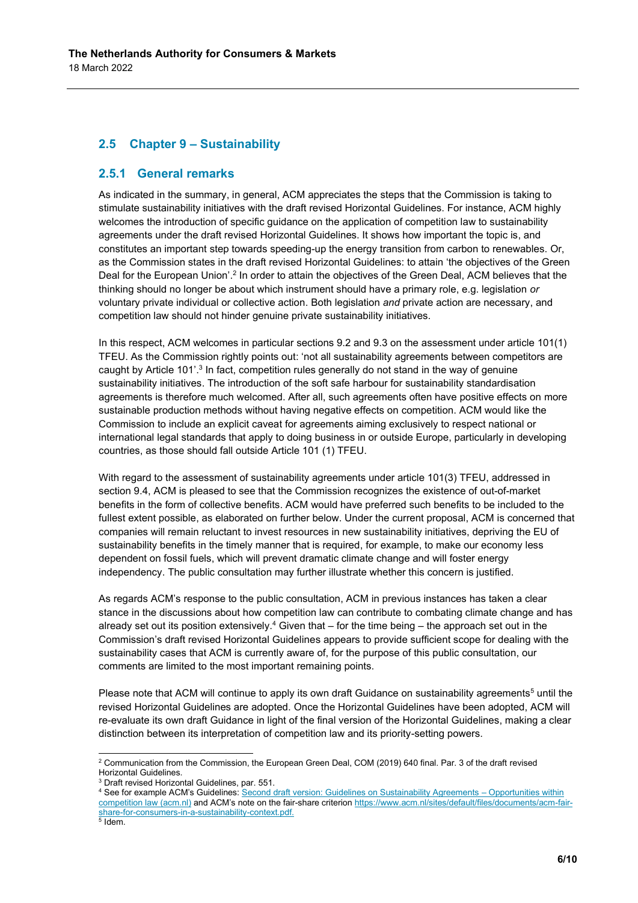## 2.5 Chapter 9 – Sustainability

### 2.5.1 General remarks

As indicated in the summary, in general, ACM appreciates the steps that the Commission is taking to stimulate sustainability initiatives with the draft revised Horizontal Guidelines. For instance, ACM highly welcomes the introduction of specific guidance on the application of competition law to sustainability agreements under the draft revised Horizontal Guidelines. It shows how important the topic is, and constitutes an important step towards speeding-up the energy transition from carbon to renewables. Or, as the Commission states in the draft revised Horizontal Guidelines: to attain 'the objectives of the Green Deal for the European Union'.[2] In order to attain the objectives of the Green Deal, ACM believes that the thinking should no longer be about which instrument should have a primary role, e.g. legislation *or* voluntary private individual or collective action. Both legislation *and* private action are necessary, and competition law should not hinder genuine private sustainability initiatives.

In this respect, ACM welcomes in particular sections 9.2 and 9.3 on the assessment under article 101(1) TFEU. As the Commission rightly points out: 'not all sustainability agreements between competitors are caught by Article 101'.[3] In fact, competition rules generally do not stand in the way of genuine sustainability initiatives. The introduction of the soft safe harbour for sustainability standardisation agreements is therefore much welcomed. After all, such agreements often have positive effects on more sustainable production methods without having negative effects on competition. ACM would like the Commission to include an explicit caveat for agreements aiming exclusively to respect national or international legal standards that apply to doing business in or outside Europe, particularly in developing countries, as those should fall outside Article 101 (1) TFEU.

With regard to the assessment of sustainability agreements under article 101(3) TFEU, addressed in section 9.4, ACM is pleased to see that the Commission recognizes the existence of out-of-market benefits in the form of collective benefits. ACM would have preferred such benefits to be included to the fullest extent possible, as elaborated on further below. Under the current proposal, ACM is concerned that companies will remain reluctant to invest resources in new sustainability initiatives, depriving the EU of sustainability benefits in the timely manner that is required, for example, to make our economy less dependent on fossil fuels, which will prevent dramatic climate change and will foster energy independency. The public consultation may further illustrate whether this concern is justified.

As regards ACM's response to the public consultation, ACM in previous instances has taken a clear stance in the discussions about how competition law can contribute to combating climate change and has already set out its position extensively.[4] Given that – for the time being – the approach set out in the Commission's draft revised Horizontal Guidelines appears to provide sufficient scope for dealing with the sustainability cases that ACM is currently aware of, for the purpose of this public consultation, our comments are limited to the most important remaining points.

Please note that ACM will continue to apply its own draft Guidance on sustainability agreements[5] until the revised Horizontal Guidelines are adopted. Once the Horizontal Guidelines have been adopted, ACM will re-evaluate its own draft Guidance in light of the final version of the Horizontal Guidelines, making a clear distinction between its interpretation of competition law and its priority-setting powers.

---

[2] Communication from the Commission, the European Green Deal, COM (2019) 640 final. Par. 3 of the draft revised Horizontal Guidelines.

[3] Draft revised Horizontal Guidelines, par. 551.

[4] See for example ACM's Guidelines: Second draft version: Guidelines on Sustainability Agreements – Opportunities within competition law (acm.nl) and ACM's note on the fair-share criterion https://www.acm.nl/sites/default/files/documents/acm-fair-share-for-consumers-in-a-sustainability-context.pdf.

[5] Idem.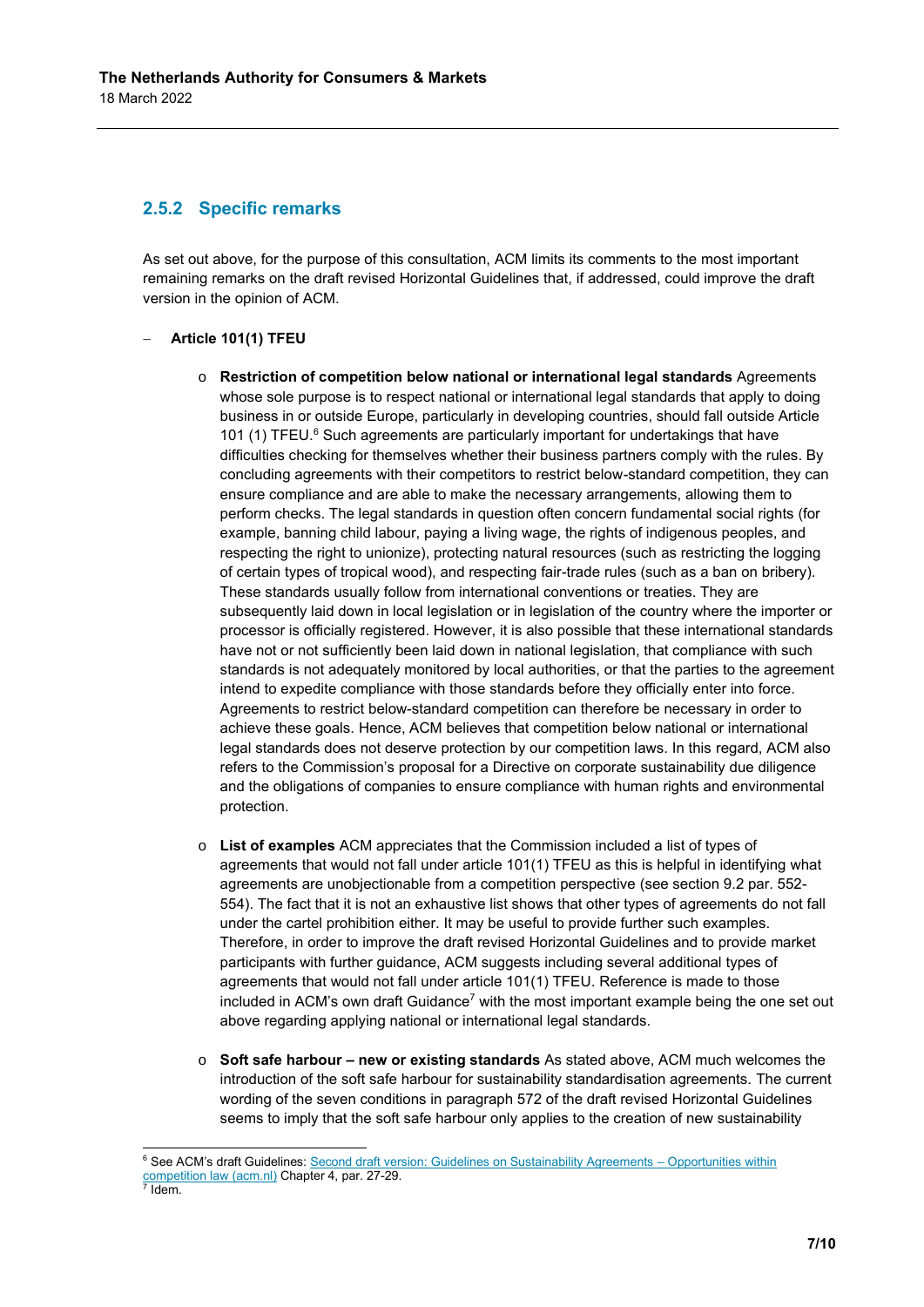### 2.5.2 Specific remarks

As set out above, for the purpose of this consultation, ACM limits its comments to the most important remaining remarks on the draft revised Horizontal Guidelines that, if addressed, could improve the draft version in the opinion of ACM.

- **Article 101(1) TFEU**
  - **Restriction of competition below national or international legal standards** Agreements whose sole purpose is to respect national or international legal standards that apply to doing business in or outside Europe, particularly in developing countries, should fall outside Article 101 (1) TFEU.[6] Such agreements are particularly important for undertakings that have difficulties checking for themselves whether their business partners comply with the rules. By concluding agreements with their competitors to restrict below-standard competition, they can ensure compliance and are able to make the necessary arrangements, allowing them to perform checks. The legal standards in question often concern fundamental social rights (for example, banning child labour, paying a living wage, the rights of indigenous peoples, and respecting the right to unionize), protecting natural resources (such as restricting the logging of certain types of tropical wood), and respecting fair-trade rules (such as a ban on bribery). These standards usually follow from international conventions or treaties. They are subsequently laid down in local legislation or in legislation of the country where the importer or processor is officially registered. However, it is also possible that these international standards have not or not sufficiently been laid down in national legislation, that compliance with such standards is not adequately monitored by local authorities, or that the parties to the agreement intend to expedite compliance with those standards before they officially enter into force. Agreements to restrict below-standard competition can therefore be necessary in order to achieve these goals. Hence, ACM believes that competition below national or international legal standards does not deserve protection by our competition laws. In this regard, ACM also refers to the Commission's proposal for a Directive on corporate sustainability due diligence and the obligations of companies to ensure compliance with human rights and environmental protection.
  - **List of examples** ACM appreciates that the Commission included a list of types of agreements that would not fall under article 101(1) TFEU as this is helpful in identifying what agreements are unobjectionable from a competition perspective (see section 9.2 par. 552-554). The fact that it is not an exhaustive list shows that other types of agreements do not fall under the cartel prohibition either. It may be useful to provide further such examples. Therefore, in order to improve the draft revised Horizontal Guidelines and to provide market participants with further guidance, ACM suggests including several additional types of agreements that would not fall under article 101(1) TFEU. Reference is made to those included in ACM's own draft Guidance[7] with the most important example being the one set out above regarding applying national or international legal standards.
  - **Soft safe harbour – new or existing standards** As stated above, ACM much welcomes the introduction of the soft safe harbour for sustainability standardisation agreements. The current wording of the seven conditions in paragraph 572 of the draft revised Horizontal Guidelines seems to imply that the soft safe harbour only applies to the creation of new sustainability

---

[6] See ACM's draft Guidelines: Second draft version: Guidelines on Sustainability Agreements – Opportunities within competition law (acm.nl) Chapter 4, par. 27-29.

[7] Idem.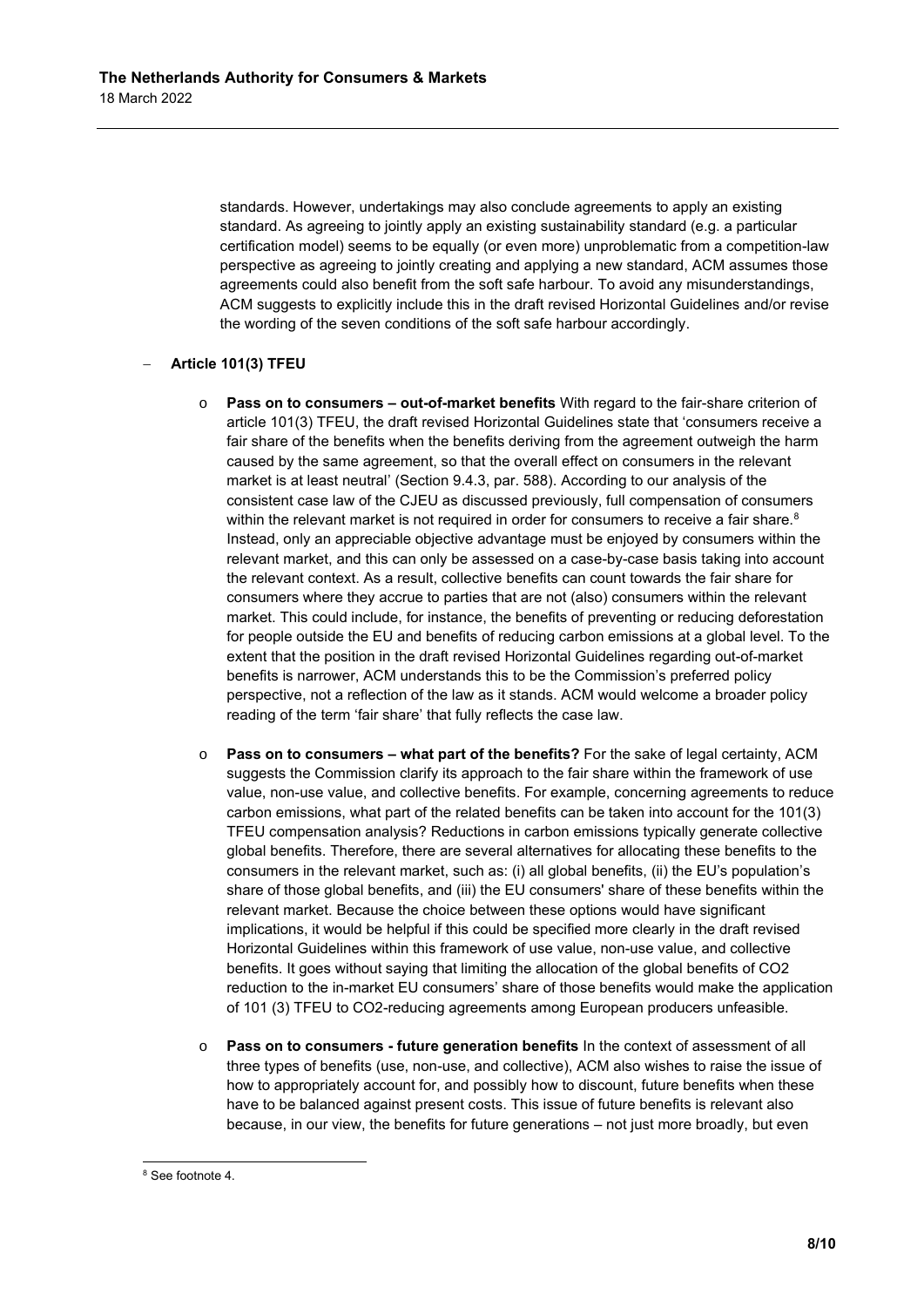standards. However, undertakings may also conclude agreements to apply an existing standard. As agreeing to jointly apply an existing sustainability standard (e.g. a particular certification model) seems to be equally (or even more) unproblematic from a competition-law perspective as agreeing to jointly creating and applying a new standard, ACM assumes those agreements could also benefit from the soft safe harbour. To avoid any misunderstandings, ACM suggests to explicitly include this in the draft revised Horizontal Guidelines and/or revise the wording of the seven conditions of the soft safe harbour accordingly.

- **Article 101(3) TFEU**
  - **Pass on to consumers – out-of-market benefits** With regard to the fair-share criterion of article 101(3) TFEU, the draft revised Horizontal Guidelines state that 'consumers receive a fair share of the benefits when the benefits deriving from the agreement outweigh the harm caused by the same agreement, so that the overall effect on consumers in the relevant market is at least neutral' (Section 9.4.3, par. 588). According to our analysis of the consistent case law of the CJEU as discussed previously, full compensation of consumers within the relevant market is not required in order for consumers to receive a fair share.[8] Instead, only an appreciable objective advantage must be enjoyed by consumers within the relevant market, and this can only be assessed on a case-by-case basis taking into account the relevant context. As a result, collective benefits can count towards the fair share for consumers where they accrue to parties that are not (also) consumers within the relevant market. This could include, for instance, the benefits of preventing or reducing deforestation for people outside the EU and benefits of reducing carbon emissions at a global level. To the extent that the position in the draft revised Horizontal Guidelines regarding out-of-market benefits is narrower, ACM understands this to be the Commission's preferred policy perspective, not a reflection of the law as it stands. ACM would welcome a broader policy reading of the term 'fair share' that fully reflects the case law.
  - **Pass on to consumers – what part of the benefits?** For the sake of legal certainty, ACM suggests the Commission clarify its approach to the fair share within the framework of use value, non-use value, and collective benefits. For example, concerning agreements to reduce carbon emissions, what part of the related benefits can be taken into account for the 101(3) TFEU compensation analysis? Reductions in carbon emissions typically generate collective global benefits. Therefore, there are several alternatives for allocating these benefits to the consumers in the relevant market, such as: (i) all global benefits, (ii) the EU's population's share of those global benefits, and (iii) the EU consumers' share of these benefits within the relevant market. Because the choice between these options would have significant implications, it would be helpful if this could be specified more clearly in the draft revised Horizontal Guidelines within this framework of use value, non-use value, and collective benefits. It goes without saying that limiting the allocation of the global benefits of $CO_2$ reduction to the in-market EU consumers' share of those benefits would make the application of 101 (3) TFEU to $CO_2$-reducing agreements among European producers unfeasible.
  - **Pass on to consumers - future generation benefits** In the context of assessment of all three types of benefits (use, non-use, and collective), ACM also wishes to raise the issue of how to appropriately account for, and possibly how to discount, future benefits when these have to be balanced against present costs. This issue of future benefits is relevant also because, in our view, the benefits for future generations – not just more broadly, but even

[8] See footnote 4.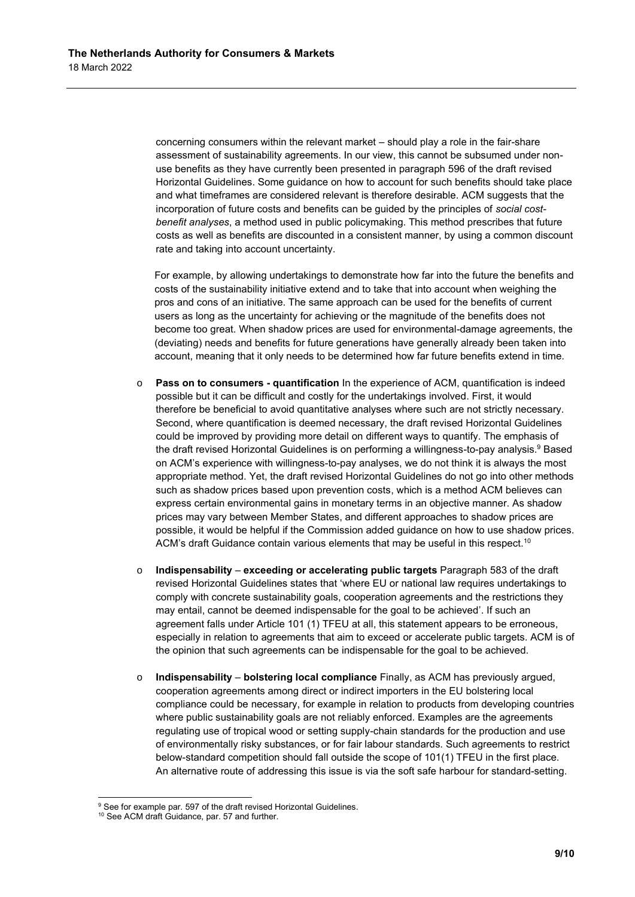concerning consumers within the relevant market – should play a role in the fair-share assessment of sustainability agreements. In our view, this cannot be subsumed under non-use benefits as they have currently been presented in paragraph 596 of the draft revised Horizontal Guidelines. Some guidance on how to account for such benefits should take place and what timeframes are considered relevant is therefore desirable. ACM suggests that the incorporation of future costs and benefits can be guided by the principles of *social cost-benefit analyses*, a method used in public policymaking. This method prescribes that future costs as well as benefits are discounted in a consistent manner, by using a common discount rate and taking into account uncertainty.

For example, by allowing undertakings to demonstrate how far into the future the benefits and costs of the sustainability initiative extend and to take that into account when weighing the pros and cons of an initiative. The same approach can be used for the benefits of current users as long as the uncertainty for achieving or the magnitude of the benefits does not become too great. When shadow prices are used for environmental-damage agreements, the (deviating) needs and benefits for future generations have generally already been taken into account, meaning that it only needs to be determined how far future benefits extend in time.

- **Pass on to consumers - quantification** In the experience of ACM, quantification is indeed possible but it can be difficult and costly for the undertakings involved. First, it would therefore be beneficial to avoid quantitative analyses where such are not strictly necessary. Second, where quantification is deemed necessary, the draft revised Horizontal Guidelines could be improved by providing more detail on different ways to quantify. The emphasis of the draft revised Horizontal Guidelines is on performing a willingness-to-pay analysis.[9] Based on ACM's experience with willingness-to-pay analyses, we do not think it is always the most appropriate method. Yet, the draft revised Horizontal Guidelines do not go into other methods such as shadow prices based upon prevention costs, which is a method ACM believes can express certain environmental gains in monetary terms in an objective manner. As shadow prices may vary between Member States, and different approaches to shadow prices are possible, it would be helpful if the Commission added guidance on how to use shadow prices. ACM's draft Guidance contain various elements that may be useful in this respect.[10]

- **Indispensability** – **exceeding or accelerating public targets** Paragraph 583 of the draft revised Horizontal Guidelines states that 'where EU or national law requires undertakings to comply with concrete sustainability goals, cooperation agreements and the restrictions they may entail, cannot be deemed indispensable for the goal to be achieved'. If such an agreement falls under Article 101 (1) TFEU at all, this statement appears to be erroneous, especially in relation to agreements that aim to exceed or accelerate public targets. ACM is of the opinion that such agreements can be indispensable for the goal to be achieved.

- **Indispensability** – **bolstering local compliance** Finally, as ACM has previously argued, cooperation agreements among direct or indirect importers in the EU bolstering local compliance could be necessary, for example in relation to products from developing countries where public sustainability goals are not reliably enforced. Examples are the agreements regulating use of tropical wood or setting supply-chain standards for the production and use of environmentally risky substances, or for fair labour standards. Such agreements to restrict below-standard competition should fall outside the scope of 101(1) TFEU in the first place. An alternative route of addressing this issue is via the soft safe harbour for standard-setting.

---

[9] See for example par. 597 of the draft revised Horizontal Guidelines.

[10] See ACM draft Guidance, par. 57 and further.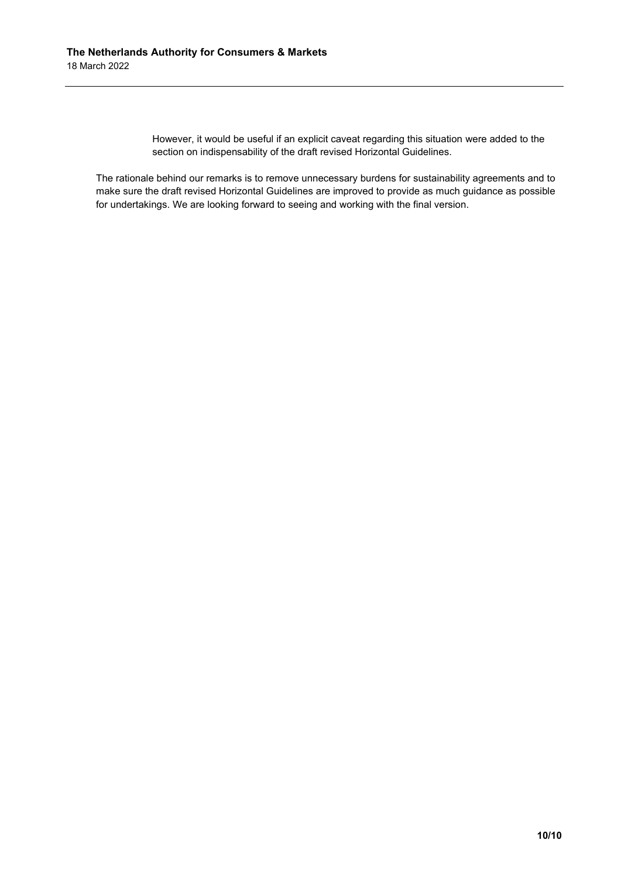However, it would be useful if an explicit caveat regarding this situation were added to the section on indispensability of the draft revised Horizontal Guidelines.

The rationale behind our remarks is to remove unnecessary burdens for sustainability agreements and to make sure the draft revised Horizontal Guidelines are improved to provide as much guidance as possible for undertakings. We are looking forward to seeing and working with the final version.